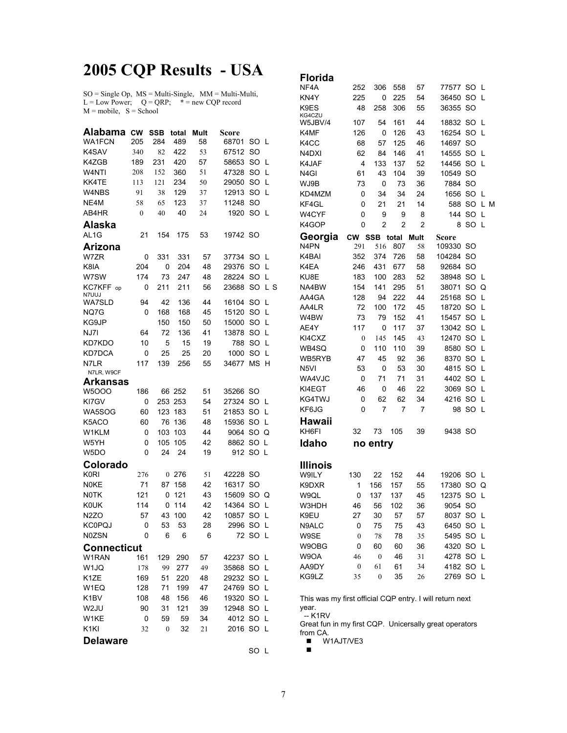# 2005 CQP Results - USA

SO = Single Op, MS = Multi-Single, MM = Multi-Multi,
L = Low Power; Q = QRP; * = new CQP record
M = mobile, S = School

## Alabama

| Call | CW | SSB | total | Mult | Score | | |
|---|---|---|---|---|---|---|---|
| WA1FCN | 205 | 284 | 489 | 58 | 68701 | SO | L |
| K4SAV | 340 | 82 | 422 | 53 | 67512 | SO | |
| K4ZGB | 189 | 231 | 420 | 57 | 58653 | SO | L |
| W4NTI | 208 | 152 | 360 | 51 | 47328 | SO | L |
| KK4TE | 113 | 121 | 234 | 50 | 29050 | SO | L |
| W4NBS | 91 | 38 | 129 | 37 | 12913 | SO | L |
| NE4M | 58 | 65 | 123 | 37 | 11248 | SO | |
| AB4HR | 0 | 40 | 40 | 24 | 1920 | SO | L |

## Alaska

| Call | CW | SSB | total | Mult | Score | | |
|---|---|---|---|---|---|---|---|
| AL1G | 21 | 154 | 175 | 53 | 19742 | SO | |

## Arizona

| Call | CW | SSB | total | Mult | Score | | | |
|---|---|---|---|---|---|---|---|---|
| W7ZR | 0 | 331 | 331 | 57 | 37734 | SO | L | |
| K8IA | 204 | 0 | 204 | 48 | 29376 | SO | L | |
| W7SW | 174 | 73 | 247 | 48 | 28224 | SO | L | |
| KC7KFF op N7UUJ | 0 | 211 | 211 | 56 | 23688 | SO | L | S |
| WA7SLD | 94 | 42 | 136 | 44 | 16104 | SO | L | |
| NQ7G | 0 | 168 | 168 | 45 | 15120 | SO | L | |
| KG9JP | | 150 | 150 | 50 | 15000 | SO | L | |
| NJ7I | 64 | 72 | 136 | 41 | 13878 | SO | L | |
| KD7KDO | 10 | 5 | 15 | 19 | 788 | SO | L | |
| KD7DCA | 0 | 25 | 25 | 20 | 1000 | SO | L | |
| N7LR (N7LR, W9CF) | 117 | 139 | 256 | 55 | 34677 | MS | H | |

## Arkansas

| Call | CW | SSB | total | Mult | Score | | |
|---|---|---|---|---|---|---|---|
| W5OOO | 186 | 66 | 252 | 51 | 35266 | SO | |
| KI7GV | 0 | 253 | 253 | 54 | 27324 | SO | L |
| WA5SOG | 60 | 123 | 183 | 51 | 21853 | SO | L |
| K5ACO | 60 | 76 | 136 | 48 | 15936 | SO | L |
| W1KLM | 0 | 103 | 103 | 44 | 9064 | SO | Q |
| W5YH | 0 | 105 | 105 | 42 | 8862 | SO | L |
| W5DO | 0 | 24 | 24 | 19 | 912 | SO | L |

## Colorado

| Call | CW | SSB | total | Mult | Score | | |
|---|---|---|---|---|---|---|---|
| K0RI | 276 | 0 | 276 | 51 | 42228 | SO | |
| N0KE | 71 | 87 | 158 | 42 | 16317 | SO | |
| N0TK | 121 | 0 | 121 | 43 | 15609 | SO | Q |
| K0UK | 114 | 0 | 114 | 42 | 14364 | SO | L |
| N2ZO | 57 | 43 | 100 | 42 | 10857 | SO | L |
| KC0PQJ | 0 | 53 | 53 | 28 | 2996 | SO | L |
| N0ZSN | 0 | 6 | 6 | 6 | 72 | SO | L |

## Connecticut

| Call | CW | SSB | total | Mult | Score | | |
|---|---|---|---|---|---|---|---|
| W1RAN | 161 | 129 | 290 | 57 | 42237 | SO | L |
| W1JQ | 178 | 99 | 277 | 49 | 35868 | SO | L |
| K1ZE | 169 | 51 | 220 | 48 | 29232 | SO | L |
| W1EQ | 128 | 71 | 199 | 47 | 24769 | SO | L |
| K1BV | 108 | 48 | 156 | 46 | 19320 | SO | L |
| W2JU | 90 | 31 | 121 | 39 | 12948 | SO | L |
| W1KE | 0 | 59 | 59 | 34 | 4012 | SO | L |
| K1KI | 32 | 0 | 32 | 21 | 2016 | SO | L |

## Delaware

| Call | CW | SSB | total | Mult | Score | | |
|---|---|---|---|---|---|---|---|
| | | | | | | SO | L |

## Florida

| Call | CW | SSB | total | Mult | Score | | | |
|---|---|---|---|---|---|---|---|---|
| NF4A | 252 | 306 | 558 | 57 | 77577 | SO | L | |
| KN4Y | 225 | 0 | 225 | 54 | 36450 | SO | L | |
| K9ES (KG4CZU) | 48 | 258 | 306 | 55 | 36355 | SO | | |
| W5JBV/4 | 107 | 54 | 161 | 44 | 18832 | SO | L | |
| K4MF | 126 | 0 | 126 | 43 | 16254 | SO | L | |
| K4CC | 68 | 57 | 125 | 46 | 14697 | SO | | |
| N4DXI | 62 | 84 | 146 | 41 | 14555 | SO | L | |
| K4JAF | 4 | 133 | 137 | 52 | 14456 | SO | L | |
| N4GI | 61 | 43 | 104 | 39 | 10549 | SO | | |
| WJ9B | 73 | 0 | 73 | 36 | 7884 | SO | | |
| KD4MZM | 0 | 34 | 34 | 24 | 1656 | SO | L | |
| KF4GL | 0 | 21 | 21 | 14 | 588 | SO | L | M |
| W4CYF | 0 | 9 | 9 | 8 | 144 | SO | L | |
| K4GOP | 0 | 2 | 2 | 2 | 8 | SO | L | |

## Georgia

| Call | CW | SSB | total | Mult | Score | | |
|---|---|---|---|---|---|---|---|
| N4PN | 291 | 516 | 807 | 58 | 109330 | SO | |
| K4BAI | 352 | 374 | 726 | 58 | 104284 | SO | |
| K4EA | 246 | 431 | 677 | 58 | 92684 | SO | |
| KU8E | 183 | 100 | 283 | 52 | 38948 | SO | L |
| NA4BW | 154 | 141 | 295 | 51 | 38071 | SO | Q |
| AA4GA | 128 | 94 | 222 | 44 | 25168 | SO | L |
| AA4LR | 72 | 100 | 172 | 45 | 18720 | SO | L |
| W4BW | 73 | 79 | 152 | 41 | 15457 | SO | L |
| AE4Y | 117 | 0 | 117 | 37 | 13042 | SO | L |
| KI4CXZ | 0 | 145 | 145 | 43 | 12470 | SO | L |
| WB4SQ | 0 | 110 | 110 | 39 | 8580 | SO | L |
| WB5RYB | 47 | 45 | 92 | 36 | 8370 | SO | L |
| N5VI | 53 | 0 | 53 | 30 | 4815 | SO | L |
| WA4VJC | 0 | 71 | 71 | 31 | 4402 | SO | L |
| KI4EGT | 46 | 0 | 46 | 22 | 3069 | SO | L |
| KG4TWJ | 0 | 62 | 62 | 34 | 4216 | SO | L |
| KF6JG | 0 | 7 | 7 | 7 | 98 | SO | L |

## Hawaii

| Call | CW | SSB | total | Mult | Score | |
|---|---|---|---|---|---|---|
| KH6FI | 32 | 73 | 105 | 39 | 9438 | SO |

## Idaho

no entry

## Illinois

| Call | CW | SSB | total | Mult | Score | | |
|---|---|---|---|---|---|---|---|
| W9ILY | 130 | 22 | 152 | 44 | 19206 | SO | L |
| K9DXR | 1 | 156 | 157 | 55 | 17380 | SO | Q |
| W9QL | 0 | 137 | 137 | 45 | 12375 | SO | L |
| W3HDH | 46 | 56 | 102 | 36 | 9054 | SO | |
| K9EU | 27 | 30 | 57 | 57 | 8037 | SO | L |
| N9ALC | 0 | 75 | 75 | 43 | 6450 | SO | L |
| W9SE | 0 | 78 | 78 | 35 | 5495 | SO | L |
| W9OBG | 0 | 60 | 60 | 36 | 4320 | SO | L |
| W9OA | 46 | 0 | 46 | 31 | 4278 | SO | L |
| AA9DY | 0 | 61 | 61 | 34 | 4182 | SO | L |
| KG9LZ | 35 | 0 | 35 | 26 | 2769 | SO | L |

This was my first official CQP entry. I will return next year.
-- K1RV

Great fun in my first CQP. Unicersally great operators from CA.

- W1AJT/VE3
-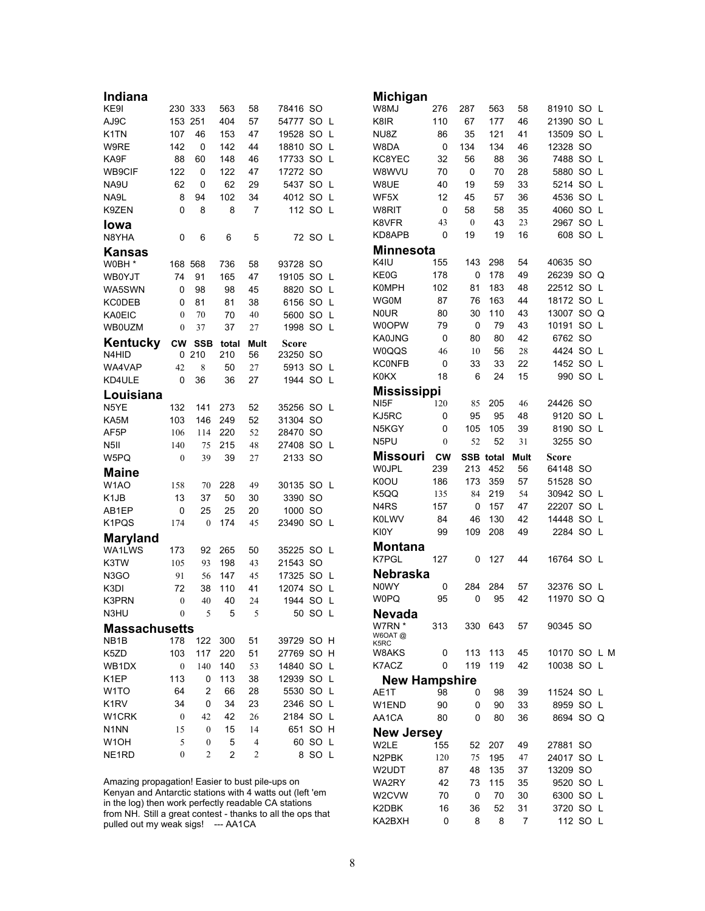## Indiana

| Call | CW | SSB | total | Mult | Score | Class | |
|---|---|---|---|---|---|---|---|
| KE9I | 230 | 333 | 563 | 58 | 78416 | SO | |
| AJ9C | 153 | 251 | 404 | 57 | 54777 | SO | L |
| K1TN | 107 | 46 | 153 | 47 | 19528 | SO | L |
| W9RE | 142 | 0 | 142 | 44 | 18810 | SO | L |
| KA9F | 88 | 60 | 148 | 46 | 17733 | SO | L |
| WB9CIF | 122 | 0 | 122 | 47 | 17272 | SO | |
| NA9U | 62 | 0 | 62 | 29 | 5437 | SO | L |
| NA9L | 8 | 94 | 102 | 34 | 4012 | SO | L |
| K9ZEN | 0 | 8 | 8 | 7 | 112 | SO | L |

## Iowa

| Call | CW | SSB | total | Mult | Score | Class | |
|---|---|---|---|---|---|---|---|
| N8YHA | 0 | 6 | 6 | 5 | 72 | SO | L |

## Kansas

| Call | CW | SSB | total | Mult | Score | Class | |
|---|---|---|---|---|---|---|---|
| W0BH * | 168 | 568 | 736 | 58 | 93728 | SO | |
| WB0YJT | 74 | 91 | 165 | 47 | 19105 | SO | L |
| WA5SWN | 0 | 98 | 98 | 45 | 8820 | SO | L |
| KC0DEB | 0 | 81 | 81 | 38 | 6156 | SO | L |
| KA0EIC | 0 | 70 | 70 | 40 | 5600 | SO | L |
| WB0UZM | 0 | 37 | 37 | 27 | 1998 | SO | L |

## Kentucky

| Call | CW | SSB | total | Mult | Score | Class | |
|---|---|---|---|---|---|---|---|
| N4HID | 0 | 210 | 210 | 56 | 23250 | SO | |
| WA4VAP | 42 | 8 | 50 | 27 | 5913 | SO | L |
| KD4ULE | 0 | 36 | 36 | 27 | 1944 | SO | L |

## Louisiana

| Call | CW | SSB | total | Mult | Score | Class | |
|---|---|---|---|---|---|---|---|
| N5YE | 132 | 141 | 273 | 52 | 35256 | SO | L |
| KA5M | 103 | 146 | 249 | 52 | 31304 | SO | |
| AF5P | 106 | 114 | 220 | 52 | 28470 | SO | |
| N5II | 140 | 75 | 215 | 48 | 27408 | SO | L |
| W5PQ | 0 | 39 | 39 | 27 | 2133 | SO | |

## Maine

| Call | CW | SSB | total | Mult | Score | Class | |
|---|---|---|---|---|---|---|---|
| W1AO | 158 | 70 | 228 | 49 | 30135 | SO | L |
| K1JB | 13 | 37 | 50 | 30 | 3390 | SO | |
| AB1EP | 0 | 25 | 25 | 20 | 1000 | SO | |
| K1PQS | 174 | 0 | 174 | 45 | 23490 | SO | L |

## Maryland

| Call | CW | SSB | total | Mult | Score | Class | |
|---|---|---|---|---|---|---|---|
| WA1LWS | 173 | 92 | 265 | 50 | 35225 | SO | L |
| K3TW | 105 | 93 | 198 | 43 | 21543 | SO | |
| N3GO | 91 | 56 | 147 | 45 | 17325 | SO | L |
| K3DI | 72 | 38 | 110 | 41 | 12074 | SO | L |
| K3PRN | 0 | 40 | 40 | 24 | 1944 | SO | L |
| N3HU | 0 | 5 | 5 | 5 | 50 | SO | L |

## Massachusetts

| Call | CW | SSB | total | Mult | Score | Class | |
|---|---|---|---|---|---|---|---|
| NB1B | 178 | 122 | 300 | 51 | 39729 | SO | H |
| K5ZD | 103 | 117 | 220 | 51 | 27769 | SO | H |
| WB1DX | 0 | 140 | 140 | 53 | 14840 | SO | L |
| K1EP | 113 | 0 | 113 | 38 | 12939 | SO | L |
| W1TO | 64 | 2 | 66 | 28 | 5530 | SO | L |
| K1RV | 34 | 0 | 34 | 23 | 2346 | SO | L |
| W1CRK | 0 | 42 | 42 | 26 | 2184 | SO | L |
| N1NN | 15 | 0 | 15 | 14 | 651 | SO | H |
| W1OH | 5 | 0 | 5 | 4 | 60 | SO | L |
| NE1RD | 0 | 2 | 2 | 2 | 8 | SO | L |

Amazing propagation! Easier to bust pile-ups on Kenyan and Antarctic stations with 4 watts out (left 'em in the log) then work perfectly readable CA stations from NH. Still a great contest - thanks to all the ops that pulled out my weak sigs! --- AA1CA

## Michigan

| Call | CW | SSB | total | Mult | Score | Class | |
|---|---|---|---|---|---|---|---|
| W8MJ | 276 | 287 | 563 | 58 | 81910 | SO | L |
| K8IR | 110 | 67 | 177 | 46 | 21390 | SO | L |
| NU8Z | 86 | 35 | 121 | 41 | 13509 | SO | L |
| W8DA | 0 | 134 | 134 | 46 | 12328 | SO | |
| KC8YEC | 32 | 56 | 88 | 36 | 7488 | SO | L |
| W8WVU | 70 | 0 | 70 | 28 | 5880 | SO | L |
| W8UE | 40 | 19 | 59 | 33 | 5214 | SO | L |
| WF5X | 12 | 45 | 57 | 36 | 4536 | SO | L |
| W8RIT | 0 | 58 | 58 | 35 | 4060 | SO | L |
| K8VFR | 43 | 0 | 43 | 23 | 2967 | SO | L |
| KD8APB | 0 | 19 | 19 | 16 | 608 | SO | L |

## Minnesota

| Call | CW | SSB | total | Mult | Score | Class | |
|---|---|---|---|---|---|---|---|
| K4IU | 155 | 143 | 298 | 54 | 40635 | SO | |
| KE0G | 178 | 0 | 178 | 49 | 26239 | SO | Q |
| K0MPH | 102 | 81 | 183 | 48 | 22512 | SO | L |
| WG0M | 87 | 76 | 163 | 44 | 18172 | SO | L |
| N0UR | 80 | 30 | 110 | 43 | 13007 | SO | Q |
| W0OPW | 79 | 0 | 79 | 43 | 10191 | SO | L |
| KA0JNG | 0 | 80 | 80 | 42 | 6762 | SO | |
| W0QQS | 46 | 10 | 56 | 28 | 4424 | SO | L |
| KC0NFB | 0 | 33 | 33 | 22 | 1452 | SO | L |
| K0KX | 18 | 6 | 24 | 15 | 990 | SO | L |

## Mississippi

| Call | CW | SSB | total | Mult | Score | Class | |
|---|---|---|---|---|---|---|---|
| NI5F | 120 | 85 | 205 | 46 | 24426 | SO | |
| KJ5RC | 0 | 95 | 95 | 48 | 9120 | SO | L |
| N5KGY | 0 | 105 | 105 | 39 | 8190 | SO | L |
| N5PU | 0 | 52 | 52 | 31 | 3255 | SO | |

## Missouri

| Call | CW | SSB | total | Mult | Score | Class | |
|---|---|---|---|---|---|---|---|
| W0JPL | 239 | 213 | 452 | 56 | 64148 | SO | |
| K0OU | 186 | 173 | 359 | 57 | 51528 | SO | |
| K5QQ | 135 | 84 | 219 | 54 | 30942 | SO | L |
| N4RS | 157 | 0 | 157 | 47 | 22207 | SO | L |
| K0LWV | 84 | 46 | 130 | 42 | 14448 | SO | L |
| KI0Y | 99 | 109 | 208 | 49 | 2284 | SO | L |

## Montana

| Call | CW | SSB | total | Mult | Score | Class | |
|---|---|---|---|---|---|---|---|
| K7PGL | 127 | 0 | 127 | 44 | 16764 | SO | L |

## Nebraska

| Call | CW | SSB | total | Mult | Score | Class | |
|---|---|---|---|---|---|---|---|
| N0WY | 0 | 284 | 284 | 57 | 32376 | SO | L |
| W0PQ | 95 | 0 | 95 | 42 | 11970 | SO | Q |

## Nevada

| Call | CW | SSB | total | Mult | Score | Class | | |
|---|---|---|---|---|---|---|---|---|
| W7RN * | 313 | 330 | 643 | 57 | 90345 | SO | | |
| W6OAT @ K5RC | | | | | | | | |
| W8AKS | 0 | 113 | 113 | 45 | 10170 | SO | L | M |
| K7ACZ | 0 | 119 | 119 | 42 | 10038 | SO | L | |

## New Hampshire

| Call | CW | SSB | total | Mult | Score | Class | |
|---|---|---|---|---|---|---|---|
| AE1T | 98 | 0 | 98 | 39 | 11524 | SO | L |
| W1END | 90 | 0 | 90 | 33 | 8959 | SO | L |
| AA1CA | 80 | 0 | 80 | 36 | 8694 | SO | Q |

## New Jersey

| Call | CW | SSB | total | Mult | Score | Class | |
|---|---|---|---|---|---|---|---|
| W2LE | 155 | 52 | 207 | 49 | 27881 | SO | |
| N2PBK | 120 | 75 | 195 | 47 | 24017 | SO | L |
| W2UDT | 87 | 48 | 135 | 37 | 13209 | SO | |
| WA2RY | 42 | 73 | 115 | 35 | 9520 | SO | L |
| W2CVW | 70 | 0 | 70 | 30 | 6300 | SO | L |
| K2DBK | 16 | 36 | 52 | 31 | 3720 | SO | L |
| KA2BXH | 0 | 8 | 8 | 7 | 112 | SO | L |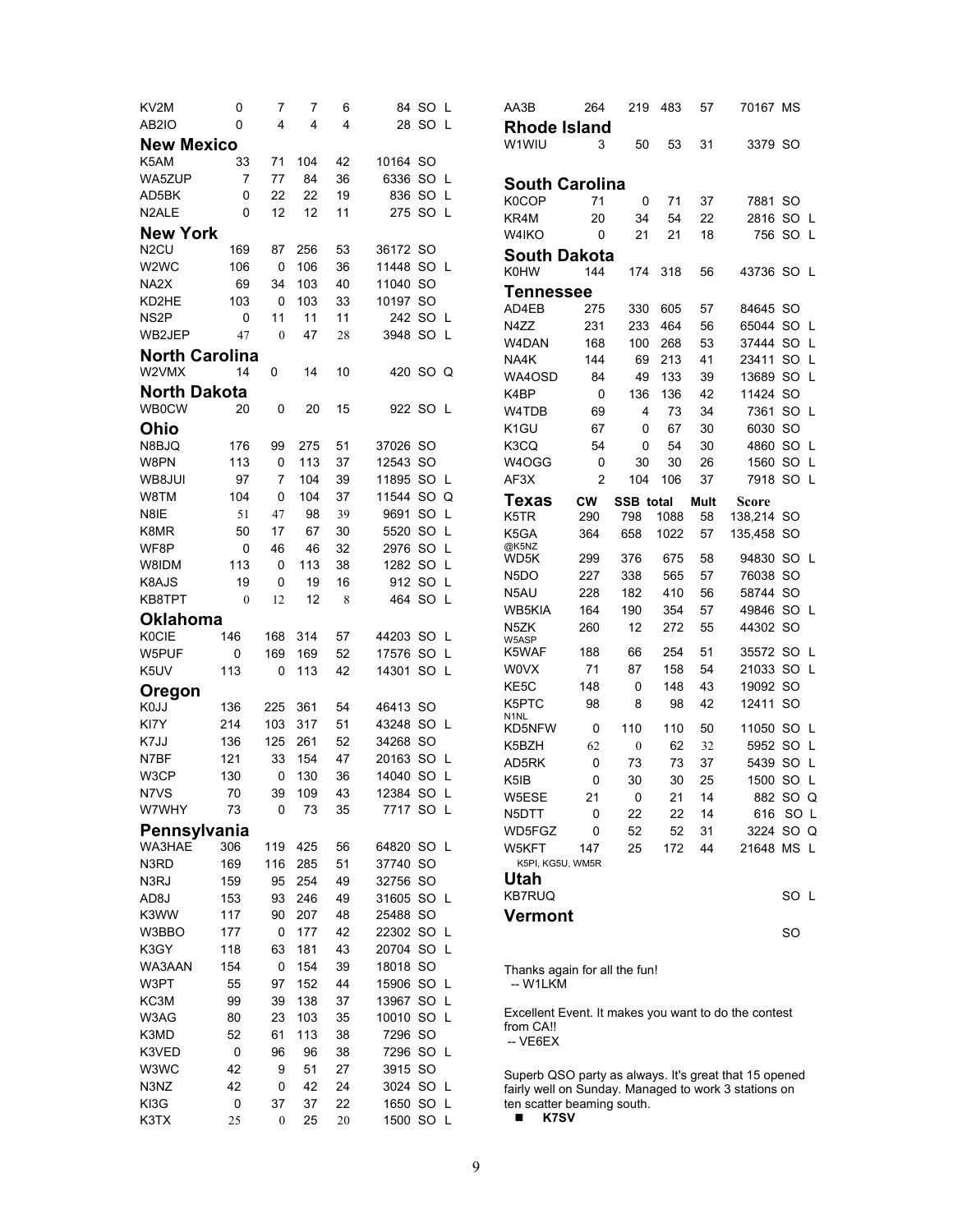| | | | | | | | |
|---|---|---|---|---|---|---|---|
| KV2M | 0 | 7 | 7 | 6 | 84 | SO | L |
| AB2IO | 0 | 4 | 4 | 4 | 28 | SO | L |

## New Mexico

| | | | | | | | |
|---|---|---|---|---|---|---|---|
| K5AM | 33 | 71 | 104 | 42 | 10164 | SO | |
| WA5ZUP | 7 | 77 | 84 | 36 | 6336 | SO | L |
| AD5BK | 0 | 22 | 22 | 19 | 836 | SO | L |
| N2ALE | 0 | 12 | 12 | 11 | 275 | SO | L |

## New York

| | | | | | | | |
|---|---|---|---|---|---|---|---|
| N2CU | 169 | 87 | 256 | 53 | 36172 | SO | |
| W2WC | 106 | 0 | 106 | 36 | 11448 | SO | L |
| NA2X | 69 | 34 | 103 | 40 | 11040 | SO | |
| KD2HE | 103 | 0 | 103 | 33 | 10197 | SO | |
| NS2P | 0 | 11 | 11 | 11 | 242 | SO | L |
| WB2JEP | 47 | 0 | 47 | 28 | 3948 | SO | L |

## North Carolina

| | | | | | | | |
|---|---|---|---|---|---|---|---|
| W2VMX | 14 | 0 | 14 | 10 | 420 | SO | Q |

## North Dakota

| | | | | | | | |
|---|---|---|---|---|---|---|---|
| WB0CW | 20 | 0 | 20 | 15 | 922 | SO | L |

## Ohio

| | | | | | | | |
|---|---|---|---|---|---|---|---|
| N8BJQ | 176 | 99 | 275 | 51 | 37026 | SO | |
| W8PN | 113 | 0 | 113 | 37 | 12543 | SO | |
| WB8JUI | 97 | 7 | 104 | 39 | 11895 | SO | L |
| W8TM | 104 | 0 | 104 | 37 | 11544 | SO | Q |
| N8IE | 51 | 47 | 98 | 39 | 9691 | SO | L |
| K8MR | 50 | 17 | 67 | 30 | 5520 | SO | L |
| WF8P | 0 | 46 | 46 | 32 | 2976 | SO | L |
| W8IDM | 113 | 0 | 113 | 38 | 1282 | SO | L |
| K8AJS | 19 | 0 | 19 | 16 | 912 | SO | L |
| KB8TPT | 0 | 12 | 12 | 8 | 464 | SO | L |

## Oklahoma

| | | | | | | | |
|---|---|---|---|---|---|---|---|
| K0CIE | 146 | 168 | 314 | 57 | 44203 | SO | L |
| W5PUF | 0 | 169 | 169 | 52 | 17576 | SO | L |
| K5UV | 113 | 0 | 113 | 42 | 14301 | SO | L |

## Oregon

| | | | | | | | |
|---|---|---|---|---|---|---|---|
| K0JJ | 136 | 225 | 361 | 54 | 46413 | SO | |
| KI7Y | 214 | 103 | 317 | 51 | 43248 | SO | L |
| K7JJ | 136 | 125 | 261 | 52 | 34268 | SO | |
| N7BF | 121 | 33 | 154 | 47 | 20163 | SO | L |
| W3CP | 130 | 0 | 130 | 36 | 14040 | SO | L |
| N7VS | 70 | 39 | 109 | 43 | 12384 | SO | L |
| W7WHY | 73 | 0 | 73 | 35 | 7717 | SO | L |

## Pennsylvania

| | | | | | | | |
|---|---|---|---|---|---|---|---|
| WA3HAE | 306 | 119 | 425 | 56 | 64820 | SO | L |
| N3RD | 169 | 116 | 285 | 51 | 37740 | SO | |
| N3RJ | 159 | 95 | 254 | 49 | 32756 | SO | |
| AD8J | 153 | 93 | 246 | 49 | 31605 | SO | L |
| K3WW | 117 | 90 | 207 | 48 | 25488 | SO | |
| W3BBO | 177 | 0 | 177 | 42 | 22302 | SO | L |
| K3GY | 118 | 63 | 181 | 43 | 20704 | SO | L |
| WA3AAN | 154 | 0 | 154 | 39 | 18018 | SO | |
| W3PT | 55 | 97 | 152 | 44 | 15906 | SO | L |
| KC3M | 99 | 39 | 138 | 37 | 13967 | SO | L |
| W3AG | 80 | 23 | 103 | 35 | 10010 | SO | L |
| K3MD | 52 | 61 | 113 | 38 | 7296 | SO | |
| K3VED | 0 | 96 | 96 | 38 | 7296 | SO | L |
| W3WC | 42 | 9 | 51 | 27 | 3915 | SO | |
| N3NZ | 42 | 0 | 42 | 24 | 3024 | SO | L |
| KI3G | 0 | 37 | 37 | 22 | 1650 | SO | L |
| K3TX | 25 | 0 | 25 | 20 | 1500 | SO | L |
| AA3B | 264 | 219 | 483 | 57 | 70167 | MS | |

## Rhode Island

| | | | | | | | |
|---|---|---|---|---|---|---|---|
| W1WIU | 3 | 50 | 53 | 31 | 3379 | SO | |

## South Carolina

| | | | | | | | |
|---|---|---|---|---|---|---|---|
| K0COP | 71 | 0 | 71 | 37 | 7881 | SO | |
| KR4M | 20 | 34 | 54 | 22 | 2816 | SO | L |
| W4IKO | 0 | 21 | 21 | 18 | 756 | SO | L |

## South Dakota

| | | | | | | | |
|---|---|---|---|---|---|---|---|
| K0HW | 144 | 174 | 318 | 56 | 43736 | SO | L |

## Tennessee

| | | | | | | | |
|---|---|---|---|---|---|---|---|
| AD4EB | 275 | 330 | 605 | 57 | 84645 | SO | |
| N4ZZ | 231 | 233 | 464 | 56 | 65044 | SO | L |
| W4DAN | 168 | 100 | 268 | 53 | 37444 | SO | L |
| NA4K | 144 | 69 | 213 | 41 | 23411 | SO | L |
| WA4OSD | 84 | 49 | 133 | 39 | 13689 | SO | L |
| K4BP | 0 | 136 | 136 | 42 | 11424 | SO | |
| W4TDB | 69 | 4 | 73 | 34 | 7361 | SO | L |
| K1GU | 67 | 0 | 67 | 30 | 6030 | SO | |
| K3CQ | 54 | 0 | 54 | 30 | 4860 | SO | L |
| W4OGG | 0 | 30 | 30 | 26 | 1560 | SO | L |
| AF3X | 2 | 104 | 106 | 37 | 7918 | SO | L |

## Texas

| | CW | SSB | total | Mult | Score | | |
|---|---|---|---|---|---|---|---|
| K5TR | 290 | 798 | 1088 | 58 | 138,214 | SO | |
| K5GA @K5NZ | 364 | 658 | 1022 | 57 | 135,458 | SO | |
| WD5K | 299 | 376 | 675 | 58 | 94830 | SO | L |
| N5DO | 227 | 338 | 565 | 57 | 76038 | SO | |
| N5AU | 228 | 182 | 410 | 56 | 58744 | SO | |
| WB5KIA | 164 | 190 | 354 | 57 | 49846 | SO | L |
| N5ZK W5ASP | 260 | 12 | 272 | 55 | 44302 | SO | |
| K5WAF | 188 | 66 | 254 | 51 | 35572 | SO | L |
| W0VX | 71 | 87 | 158 | 54 | 21033 | SO | L |
| KE5C | 148 | 0 | 148 | 43 | 19092 | SO | |
| K5PTC N1NL | 98 | 8 | 98 | 42 | 12411 | SO | |
| KD5NFW | 0 | 110 | 110 | 50 | 11050 | SO | L |
| K5BZH | 62 | 0 | 62 | 32 | 5952 | SO | L |
| AD5RK | 0 | 73 | 73 | 37 | 5439 | SO | L |
| K5IB | 0 | 30 | 30 | 25 | 1500 | SO | L |
| W5ESE | 21 | 0 | 21 | 14 | 882 | SO | Q |
| N5DTT | 0 | 22 | 22 | 14 | 616 | SO | L |
| WD5FGZ | 0 | 52 | 52 | 31 | 3224 | SO | Q |
| W5KFT K5PI, KG5U, WM5R | 147 | 25 | 172 | 44 | 21648 | MS | L |

## Utah

| | | | | | | | |
|---|---|---|---|---|---|---|---|
| KB7RUQ | | | | | | SO | L |

## Vermont

| | | | | | | | |
|---|---|---|---|---|---|---|---|
| | | | | | | SO | |

Thanks again for all the fun!
-- W1LKM

Excellent Event. It makes you want to do the contest from CA!!
-- VE6EX

Superb QSO party as always. It's great that 15 opened fairly well on Sunday. Managed to work 3 stations on ten scatter beaming south.

- **K7SV**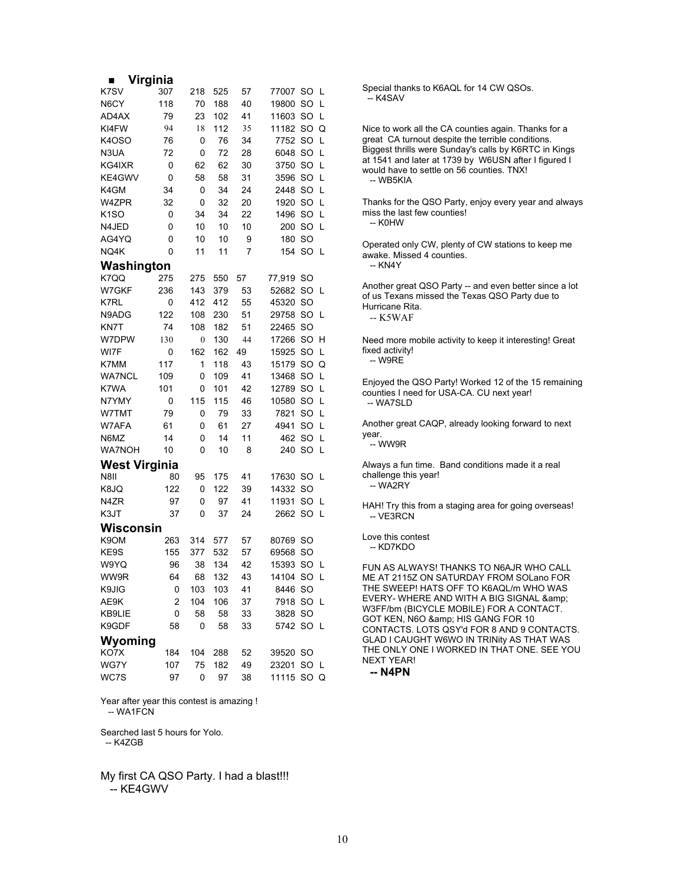## ■ Virginia

| | | | | | | | |
|---|---|---|---|---|---|---|---|
| K7SV | 307 | 218 | 525 | 57 | 77007 | SO | L |
| N6CY | 118 | 70 | 188 | 40 | 19800 | SO | L |
| AD4AX | 79 | 23 | 102 | 41 | 11603 | SO | L |
| KI4FW | 94 | 18 | 112 | 35 | 11182 | SO | Q |
| K4OSO | 76 | 0 | 76 | 34 | 7752 | SO | L |
| N3UA | 72 | 0 | 72 | 28 | 6048 | SO | L |
| KG4IXR | 0 | 62 | 62 | 30 | 3750 | SO | L |
| KE4GWV | 0 | 58 | 58 | 31 | 3596 | SO | L |
| K4GM | 34 | 0 | 34 | 24 | 2448 | SO | L |
| W4ZPR | 32 | 0 | 32 | 20 | 1920 | SO | L |
| K1SO | 0 | 34 | 34 | 22 | 1496 | SO | L |
| N4JED | 0 | 10 | 10 | 10 | 200 | SO | L |
| AG4YQ | 0 | 10 | 10 | 9 | 180 | SO | |
| NQ4K | 0 | 11 | 11 | 7 | 154 | SO | L |

## Washington

| | | | | | | | |
|---|---|---|---|---|---|---|---|
| K7QQ | 275 | 275 | 550 | 57 | 77,919 | SO | |
| W7GKF | 236 | 143 | 379 | 53 | 52682 | SO | L |
| K7RL | 0 | 412 | 412 | 55 | 45320 | SO | |
| N9ADG | 122 | 108 | 230 | 51 | 29758 | SO | L |
| KN7T | 74 | 108 | 182 | 51 | 22465 | SO | |
| W7DPW | 130 | 0 | 130 | 44 | 17266 | SO | H |
| WI7F | 0 | 162 | 162 | 49 | 15925 | SO | L |
| K7MM | 117 | 1 | 118 | 43 | 15179 | SO | Q |
| WA7NCL | 109 | 0 | 109 | 41 | 13468 | SO | L |
| K7WA | 101 | 0 | 101 | 42 | 12789 | SO | L |
| N7YMY | 0 | 115 | 115 | 46 | 10580 | SO | L |
| W7TMT | 79 | 0 | 79 | 33 | 7821 | SO | L |
| W7AFA | 61 | 0 | 61 | 27 | 4941 | SO | L |
| N6MZ | 14 | 0 | 14 | 11 | 462 | SO | L |
| WA7NOH | 10 | 0 | 10 | 8 | 240 | SO | L |

## West Virginia

| | | | | | | | |
|---|---|---|---|---|---|---|---|
| N8II | 80 | 95 | 175 | 41 | 17630 | SO | L |
| K8JQ | 122 | 0 | 122 | 39 | 14332 | SO | |
| N4ZR | 97 | 0 | 97 | 41 | 11931 | SO | L |
| K3JT | 37 | 0 | 37 | 24 | 2662 | SO | L |

## Wisconsin

| | | | | | | | |
|---|---|---|---|---|---|---|---|
| K9OM | 263 | 314 | 577 | 57 | 80769 | SO | |
| KE9S | 155 | 377 | 532 | 57 | 69568 | SO | |
| W9YQ | 96 | 38 | 134 | 42 | 15393 | SO | L |
| WW9R | 64 | 68 | 132 | 43 | 14104 | SO | L |
| K9JIG | 0 | 103 | 103 | 41 | 8446 | SO | |
| AE9K | 2 | 104 | 106 | 37 | 7918 | SO | L |
| KB9LIE | 0 | 58 | 58 | 33 | 3828 | SO | |
| K9GDF | 58 | 0 | 58 | 33 | 5742 | SO | L |

## Wyoming

| | | | | | | | |
|---|---|---|---|---|---|---|---|
| KO7X | 184 | 104 | 288 | 52 | 39520 | SO | |
| WG7Y | 107 | 75 | 182 | 49 | 23201 | SO | L |
| WC7S | 97 | 0 | 97 | 38 | 11115 | SO | Q |

Year after year this contest is amazing !
-- WA1FCN

Searched last 5 hours for Yolo.
-- K4ZGB

My first CA QSO Party. I had a blast!!!
-- KE4GWV

Special thanks to K6AQL for 14 CW QSOs.
-- K4SAV

Nice to work all the CA counties again. Thanks for a great CA turnout despite the terrible conditions. Biggest thrills were Sunday's calls by K6RTC in Kings at 1541 and later at 1739 by W6USN after I figured I would have to settle on 56 counties. TNX!
-- WB5KIA

Thanks for the QSO Party, enjoy every year and always miss the last few counties!
-- K0HW

Operated only CW, plenty of CW stations to keep me awake. Missed 4 counties.
-- KN4Y

Another great QSO Party -- and even better since a lot of us Texans missed the Texas QSO Party due to Hurricane Rita.
-- K5WAF

Need more mobile activity to keep it interesting! Great fixed activity!
-- W9RE

Enjoyed the QSO Party! Worked 12 of the 15 remaining counties I need for USA-CA. CU next year!
-- WA7SLD

Another great CAQP, already looking forward to next year.
-- WW9R

Always a fun time. Band conditions made it a real challenge this year!
-- WA2RY

HAH! Try this from a staging area for going overseas!
-- VE3RCN

Love this contest
-- KD7KDO

FUN AS ALWAYS! THANKS TO N6AJR WHO CALL ME AT 2115Z ON SATURDAY FROM SOLano FOR THE SWEEP! HATS OFF TO K6AQL/m WHO WAS EVERY- WHERE AND WITH A BIG SIGNAL &amp; W3FF/bm (BICYCLE MOBILE) FOR A CONTACT. GOT KEN, N6O &amp; HIS GANG FOR 10 CONTACTS. LOTS QSY'd FOR 8 AND 9 CONTACTS. GLAD I CAUGHT W6WO IN TRINity AS THAT WAS THE ONLY ONE I WORKED IN THAT ONE. SEE YOU NEXT YEAR!
**-- N4PN**